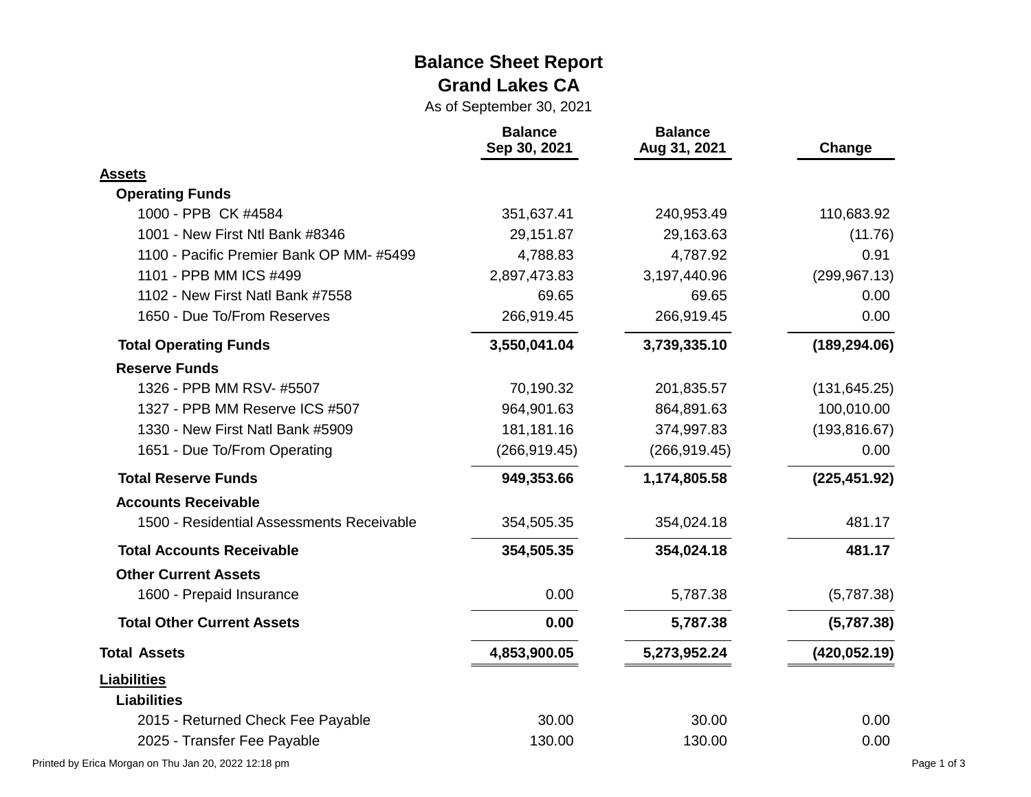# Balance Sheet Report

## Grand Lakes CA

As of September 30, 2021

| | Balance Sep 30, 2021 | Balance Aug 31, 2021 | Change |
|---|---|---|---|
| **Assets** | | | |
| **Operating Funds** | | | |
| 1000 - PPB CK #4584 | 351,637.41 | 240,953.49 | 110,683.92 |
| 1001 - New First Ntl Bank #8346 | 29,151.87 | 29,163.63 | (11.76) |
| 1100 - Pacific Premier Bank OP MM- #5499 | 4,788.83 | 4,787.92 | 0.91 |
| 1101 - PPB MM ICS #499 | 2,897,473.83 | 3,197,440.96 | (299,967.13) |
| 1102 - New First Natl Bank #7558 | 69.65 | 69.65 | 0.00 |
| 1650 - Due To/From Reserves | 266,919.45 | 266,919.45 | 0.00 |
| **Total Operating Funds** | **3,550,041.04** | **3,739,335.10** | **(189,294.06)** |
| **Reserve Funds** | | | |
| 1326 - PPB MM RSV- #5507 | 70,190.32 | 201,835.57 | (131,645.25) |
| 1327 - PPB MM Reserve ICS #507 | 964,901.63 | 864,891.63 | 100,010.00 |
| 1330 - New First Natl Bank #5909 | 181,181.16 | 374,997.83 | (193,816.67) |
| 1651 - Due To/From Operating | (266,919.45) | (266,919.45) | 0.00 |
| **Total Reserve Funds** | **949,353.66** | **1,174,805.58** | **(225,451.92)** |
| **Accounts Receivable** | | | |
| 1500 - Residential Assessments Receivable | 354,505.35 | 354,024.18 | 481.17 |
| **Total Accounts Receivable** | **354,505.35** | **354,024.18** | **481.17** |
| **Other Current Assets** | | | |
| 1600 - Prepaid Insurance | 0.00 | 5,787.38 | (5,787.38) |
| **Total Other Current Assets** | **0.00** | **5,787.38** | **(5,787.38)** |
| **Total Assets** | **4,853,900.05** | **5,273,952.24** | **(420,052.19)** |
| **Liabilities** | | | |
| **Liabilities** | | | |
| 2015 - Returned Check Fee Payable | 30.00 | 30.00 | 0.00 |
| 2025 - Transfer Fee Payable | 130.00 | 130.00 | 0.00 |

Printed by Erica Morgan on Thu Jan 20, 2022 12:18 pm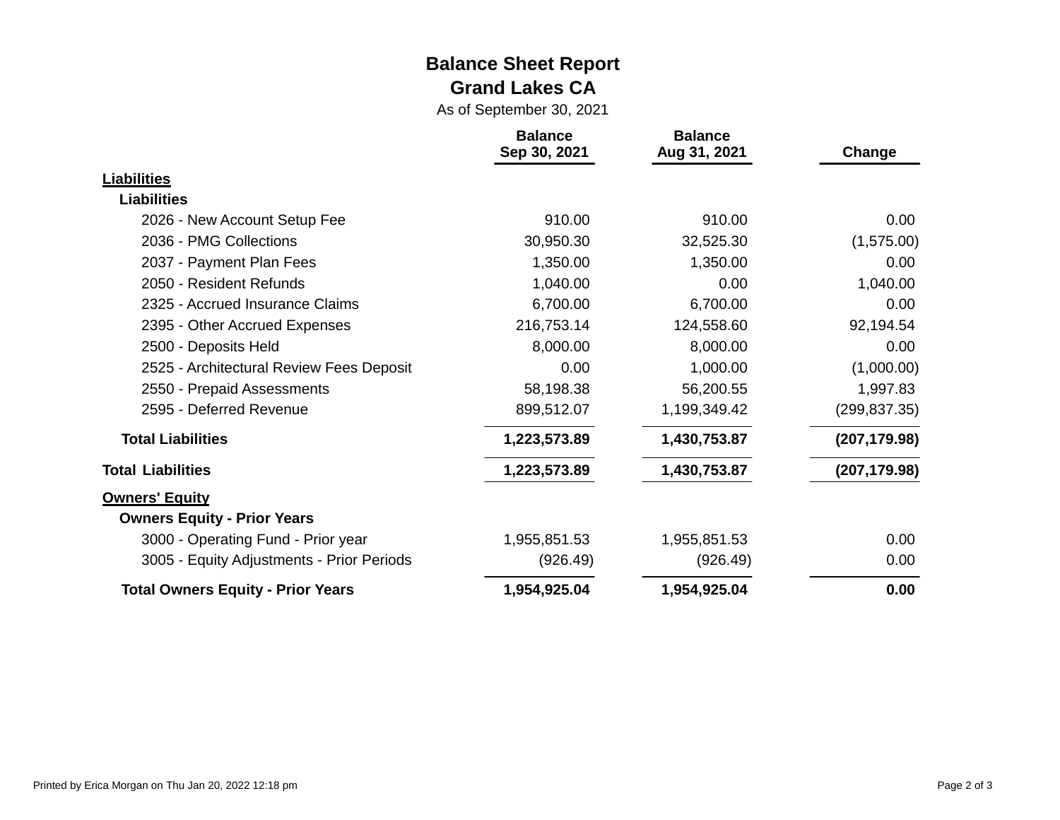# Balance Sheet Report

## Grand Lakes CA

As of September 30, 2021

| | Balance Sep 30, 2021 | Balance Aug 31, 2021 | Change |
|---|---|---|---|
| **Liabilities** | | | |
| **Liabilities** | | | |
| 2026 - New Account Setup Fee | 910.00 | 910.00 | 0.00 |
| 2036 - PMG Collections | 30,950.30 | 32,525.30 | (1,575.00) |
| 2037 - Payment Plan Fees | 1,350.00 | 1,350.00 | 0.00 |
| 2050 - Resident Refunds | 1,040.00 | 0.00 | 1,040.00 |
| 2325 - Accrued Insurance Claims | 6,700.00 | 6,700.00 | 0.00 |
| 2395 - Other Accrued Expenses | 216,753.14 | 124,558.60 | 92,194.54 |
| 2500 - Deposits Held | 8,000.00 | 8,000.00 | 0.00 |
| 2525 - Architectural Review Fees Deposit | 0.00 | 1,000.00 | (1,000.00) |
| 2550 - Prepaid Assessments | 58,198.38 | 56,200.55 | 1,997.83 |
| 2595 - Deferred Revenue | 899,512.07 | 1,199,349.42 | (299,837.35) |
| **Total Liabilities** | **1,223,573.89** | **1,430,753.87** | **(207,179.98)** |
| **Total Liabilities** | **1,223,573.89** | **1,430,753.87** | **(207,179.98)** |
| **Owners' Equity** | | | |
| **Owners Equity - Prior Years** | | | |
| 3000 - Operating Fund - Prior year | 1,955,851.53 | 1,955,851.53 | 0.00 |
| 3005 - Equity Adjustments - Prior Periods | (926.49) | (926.49) | 0.00 |
| **Total Owners Equity - Prior Years** | **1,954,925.04** | **1,954,925.04** | **0.00** |

Printed by Erica Morgan on Thu Jan 20, 2022 12:18 pm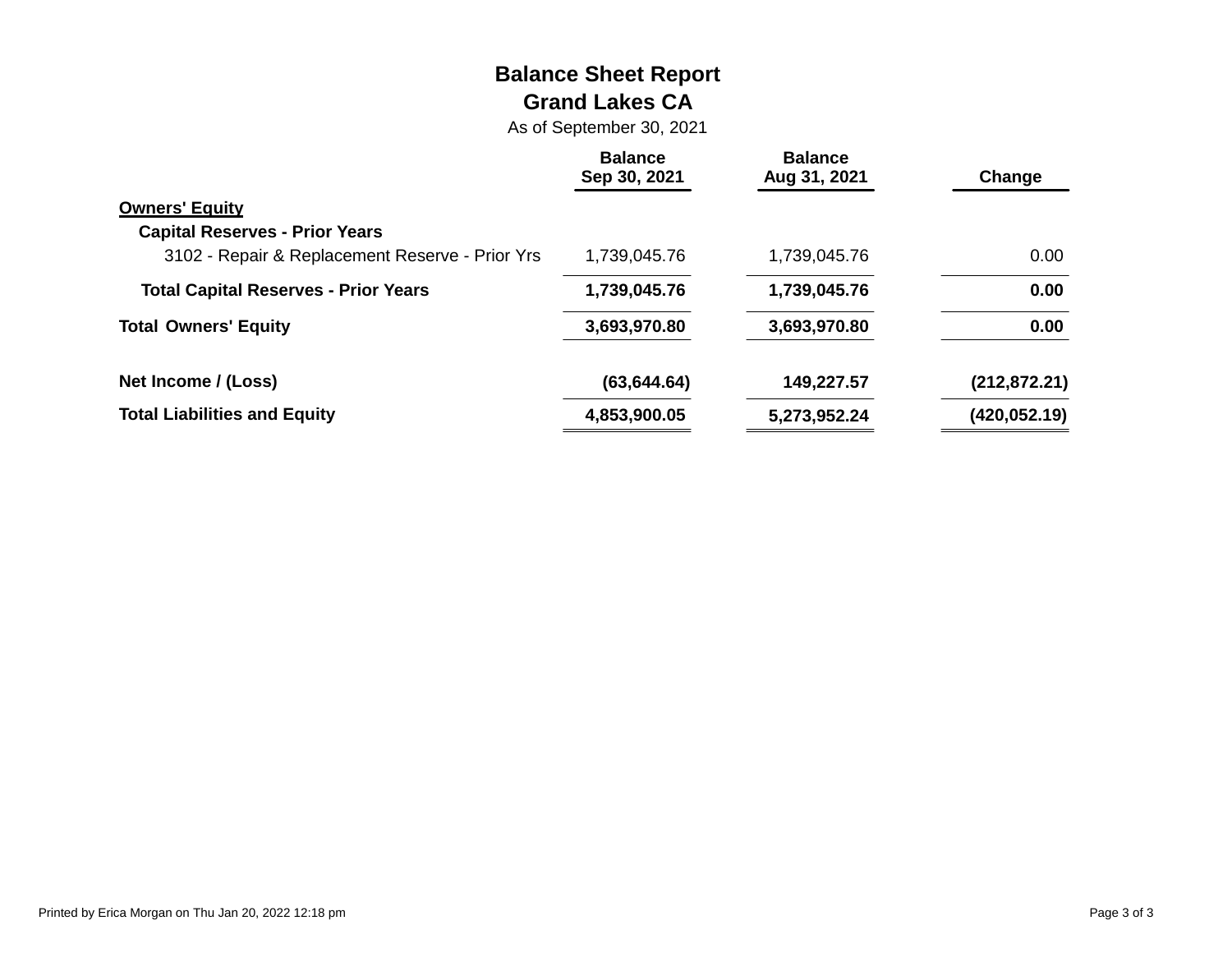# Balance Sheet Report

## Grand Lakes CA

As of September 30, 2021

| | Balance Sep 30, 2021 | Balance Aug 31, 2021 | Change |
|---|---|---|---|
| **Owners' Equity** | | | |
| **Capital Reserves - Prior Years** | | | |
| 3102 - Repair & Replacement Reserve - Prior Yrs | 1,739,045.76 | 1,739,045.76 | 0.00 |
| **Total Capital Reserves - Prior Years** | **1,739,045.76** | **1,739,045.76** | **0.00** |
| **Total Owners' Equity** | **3,693,970.80** | **3,693,970.80** | **0.00** |
| **Net Income / (Loss)** | **(63,644.64)** | **149,227.57** | **(212,872.21)** |
| **Total Liabilities and Equity** | **4,853,900.05** | **5,273,952.24** | **(420,052.19)** |

Printed by Erica Morgan on Thu Jan 20, 2022 12:18 pm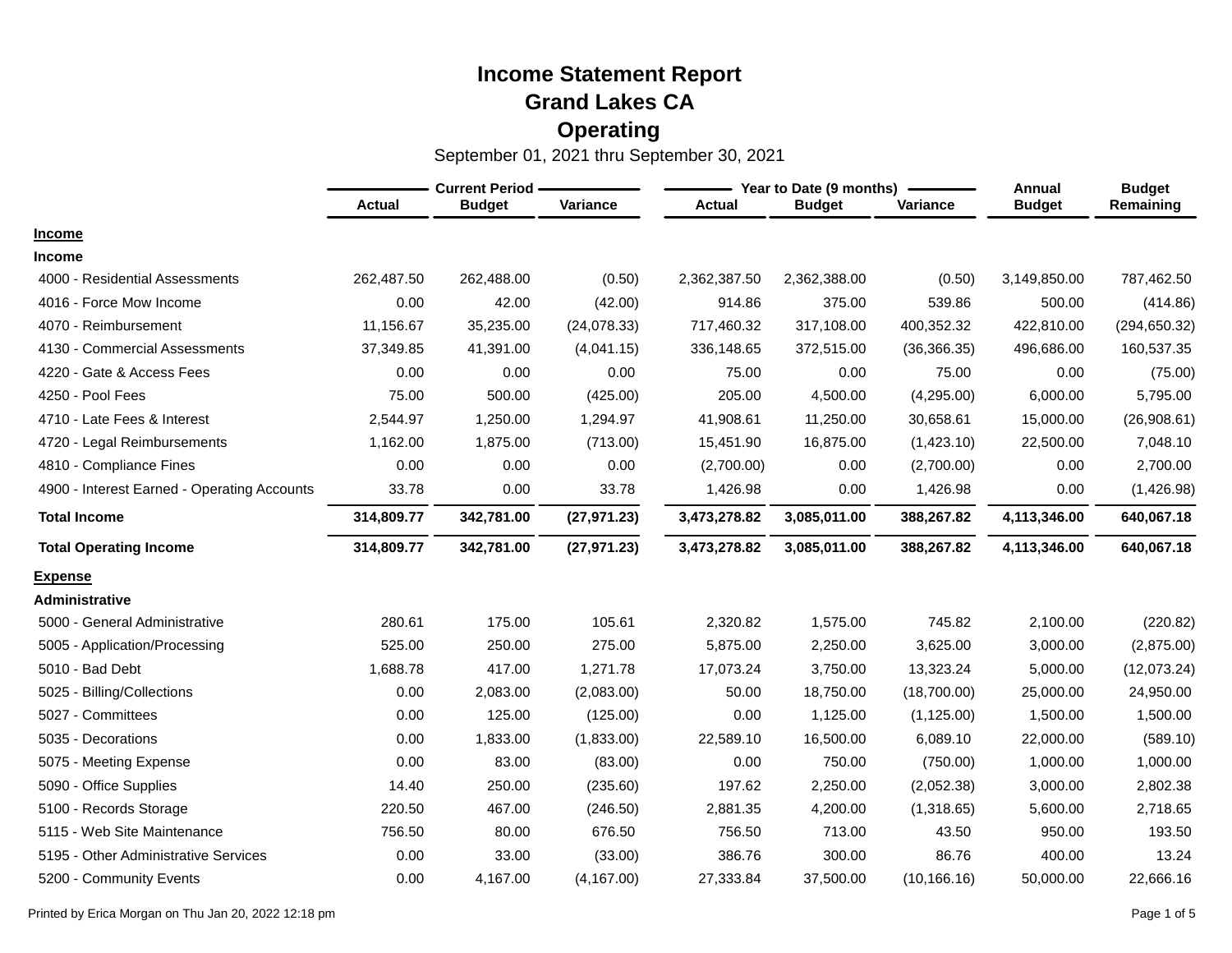# Income Statement Report

## Grand Lakes CA

## Operating

September 01, 2021 thru September 30, 2021

| | Current Period | | | Year to Date (9 months) | | | Annual | Budget |
|---|---|---|---|---|---|---|---|---|
| | Actual | Budget | Variance | Actual | Budget | Variance | Budget | Remaining |
| **Income** | | | | | | | | |
| **Income** | | | | | | | | |
| 4000 - Residential Assessments | 262,487.50 | 262,488.00 | (0.50) | 2,362,387.50 | 2,362,388.00 | (0.50) | 3,149,850.00 | 787,462.50 |
| 4016 - Force Mow Income | 0.00 | 42.00 | (42.00) | 914.86 | 375.00 | 539.86 | 500.00 | (414.86) |
| 4070 - Reimbursement | 11,156.67 | 35,235.00 | (24,078.33) | 717,460.32 | 317,108.00 | 400,352.32 | 422,810.00 | (294,650.32) |
| 4130 - Commercial Assessments | 37,349.85 | 41,391.00 | (4,041.15) | 336,148.65 | 372,515.00 | (36,366.35) | 496,686.00 | 160,537.35 |
| 4220 - Gate & Access Fees | 0.00 | 0.00 | 0.00 | 75.00 | 0.00 | 75.00 | 0.00 | (75.00) |
| 4250 - Pool Fees | 75.00 | 500.00 | (425.00) | 205.00 | 4,500.00 | (4,295.00) | 6,000.00 | 5,795.00 |
| 4710 - Late Fees & Interest | 2,544.97 | 1,250.00 | 1,294.97 | 41,908.61 | 11,250.00 | 30,658.61 | 15,000.00 | (26,908.61) |
| 4720 - Legal Reimbursements | 1,162.00 | 1,875.00 | (713.00) | 15,451.90 | 16,875.00 | (1,423.10) | 22,500.00 | 7,048.10 |
| 4810 - Compliance Fines | 0.00 | 0.00 | 0.00 | (2,700.00) | 0.00 | (2,700.00) | 0.00 | 2,700.00 |
| 4900 - Interest Earned - Operating Accounts | 33.78 | 0.00 | 33.78 | 1,426.98 | 0.00 | 1,426.98 | 0.00 | (1,426.98) |
| **Total Income** | **314,809.77** | **342,781.00** | **(27,971.23)** | **3,473,278.82** | **3,085,011.00** | **388,267.82** | **4,113,346.00** | **640,067.18** |
| **Total Operating Income** | **314,809.77** | **342,781.00** | **(27,971.23)** | **3,473,278.82** | **3,085,011.00** | **388,267.82** | **4,113,346.00** | **640,067.18** |
| **Expense** | | | | | | | | |
| **Administrative** | | | | | | | | |
| 5000 - General Administrative | 280.61 | 175.00 | 105.61 | 2,320.82 | 1,575.00 | 745.82 | 2,100.00 | (220.82) |
| 5005 - Application/Processing | 525.00 | 250.00 | 275.00 | 5,875.00 | 2,250.00 | 3,625.00 | 3,000.00 | (2,875.00) |
| 5010 - Bad Debt | 1,688.78 | 417.00 | 1,271.78 | 17,073.24 | 3,750.00 | 13,323.24 | 5,000.00 | (12,073.24) |
| 5025 - Billing/Collections | 0.00 | 2,083.00 | (2,083.00) | 50.00 | 18,750.00 | (18,700.00) | 25,000.00 | 24,950.00 |
| 5027 - Committees | 0.00 | 125.00 | (125.00) | 0.00 | 1,125.00 | (1,125.00) | 1,500.00 | 1,500.00 |
| 5035 - Decorations | 0.00 | 1,833.00 | (1,833.00) | 22,589.10 | 16,500.00 | 6,089.10 | 22,000.00 | (589.10) |
| 5075 - Meeting Expense | 0.00 | 83.00 | (83.00) | 0.00 | 750.00 | (750.00) | 1,000.00 | 1,000.00 |
| 5090 - Office Supplies | 14.40 | 250.00 | (235.60) | 197.62 | 2,250.00 | (2,052.38) | 3,000.00 | 2,802.38 |
| 5100 - Records Storage | 220.50 | 467.00 | (246.50) | 2,881.35 | 4,200.00 | (1,318.65) | 5,600.00 | 2,718.65 |
| 5115 - Web Site Maintenance | 756.50 | 80.00 | 676.50 | 756.50 | 713.00 | 43.50 | 950.00 | 193.50 |
| 5195 - Other Administrative Services | 0.00 | 33.00 | (33.00) | 386.76 | 300.00 | 86.76 | 400.00 | 13.24 |
| 5200 - Community Events | 0.00 | 4,167.00 | (4,167.00) | 27,333.84 | 37,500.00 | (10,166.16) | 50,000.00 | 22,666.16 |

Printed by Erica Morgan on Thu Jan 20, 2022 12:18 pm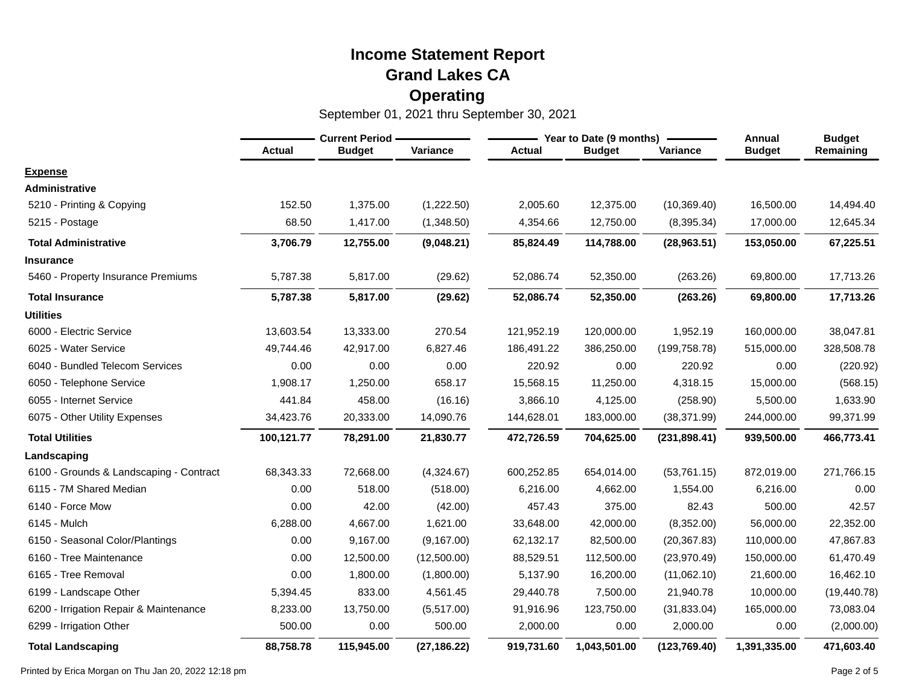# Income Statement Report
## Grand Lakes CA
## Operating

September 01, 2021 thru September 30, 2021

| | Current Period | | | Year to Date (9 months) | | | Annual | Budget |
|---|---|---|---|---|---|---|---|---|
| | Actual | Budget | Variance | Actual | Budget | Variance | Budget | Remaining |
| **Expense** | | | | | | | | |
| **Administrative** | | | | | | | | |
| 5210 - Printing & Copying | 152.50 | 1,375.00 | (1,222.50) | 2,005.60 | 12,375.00 | (10,369.40) | 16,500.00 | 14,494.40 |
| 5215 - Postage | 68.50 | 1,417.00 | (1,348.50) | 4,354.66 | 12,750.00 | (8,395.34) | 17,000.00 | 12,645.34 |
| **Total Administrative** | **3,706.79** | **12,755.00** | **(9,048.21)** | **85,824.49** | **114,788.00** | **(28,963.51)** | **153,050.00** | **67,225.51** |
| **Insurance** | | | | | | | | |
| 5460 - Property Insurance Premiums | 5,787.38 | 5,817.00 | (29.62) | 52,086.74 | 52,350.00 | (263.26) | 69,800.00 | 17,713.26 |
| **Total Insurance** | **5,787.38** | **5,817.00** | **(29.62)** | **52,086.74** | **52,350.00** | **(263.26)** | **69,800.00** | **17,713.26** |
| **Utilities** | | | | | | | | |
| 6000 - Electric Service | 13,603.54 | 13,333.00 | 270.54 | 121,952.19 | 120,000.00 | 1,952.19 | 160,000.00 | 38,047.81 |
| 6025 - Water Service | 49,744.46 | 42,917.00 | 6,827.46 | 186,491.22 | 386,250.00 | (199,758.78) | 515,000.00 | 328,508.78 |
| 6040 - Bundled Telecom Services | 0.00 | 0.00 | 0.00 | 220.92 | 0.00 | 220.92 | 0.00 | (220.92) |
| 6050 - Telephone Service | 1,908.17 | 1,250.00 | 658.17 | 15,568.15 | 11,250.00 | 4,318.15 | 15,000.00 | (568.15) |
| 6055 - Internet Service | 441.84 | 458.00 | (16.16) | 3,866.10 | 4,125.00 | (258.90) | 5,500.00 | 1,633.90 |
| 6075 - Other Utility Expenses | 34,423.76 | 20,333.00 | 14,090.76 | 144,628.01 | 183,000.00 | (38,371.99) | 244,000.00 | 99,371.99 |
| **Total Utilities** | **100,121.77** | **78,291.00** | **21,830.77** | **472,726.59** | **704,625.00** | **(231,898.41)** | **939,500.00** | **466,773.41** |
| **Landscaping** | | | | | | | | |
| 6100 - Grounds & Landscaping - Contract | 68,343.33 | 72,668.00 | (4,324.67) | 600,252.85 | 654,014.00 | (53,761.15) | 872,019.00 | 271,766.15 |
| 6115 - 7M Shared Median | 0.00 | 518.00 | (518.00) | 6,216.00 | 4,662.00 | 1,554.00 | 6,216.00 | 0.00 |
| 6140 - Force Mow | 0.00 | 42.00 | (42.00) | 457.43 | 375.00 | 82.43 | 500.00 | 42.57 |
| 6145 - Mulch | 6,288.00 | 4,667.00 | 1,621.00 | 33,648.00 | 42,000.00 | (8,352.00) | 56,000.00 | 22,352.00 |
| 6150 - Seasonal Color/Plantings | 0.00 | 9,167.00 | (9,167.00) | 62,132.17 | 82,500.00 | (20,367.83) | 110,000.00 | 47,867.83 |
| 6160 - Tree Maintenance | 0.00 | 12,500.00 | (12,500.00) | 88,529.51 | 112,500.00 | (23,970.49) | 150,000.00 | 61,470.49 |
| 6165 - Tree Removal | 0.00 | 1,800.00 | (1,800.00) | 5,137.90 | 16,200.00 | (11,062.10) | 21,600.00 | 16,462.10 |
| 6199 - Landscape Other | 5,394.45 | 833.00 | 4,561.45 | 29,440.78 | 7,500.00 | 21,940.78 | 10,000.00 | (19,440.78) |
| 6200 - Irrigation Repair & Maintenance | 8,233.00 | 13,750.00 | (5,517.00) | 91,916.96 | 123,750.00 | (31,833.04) | 165,000.00 | 73,083.04 |
| 6299 - Irrigation Other | 500.00 | 0.00 | 500.00 | 2,000.00 | 0.00 | 2,000.00 | 0.00 | (2,000.00) |
| **Total Landscaping** | **88,758.78** | **115,945.00** | **(27,186.22)** | **919,731.60** | **1,043,501.00** | **(123,769.40)** | **1,391,335.00** | **471,603.40** |

Printed by Erica Morgan on Thu Jan 20, 2022 12:18 pm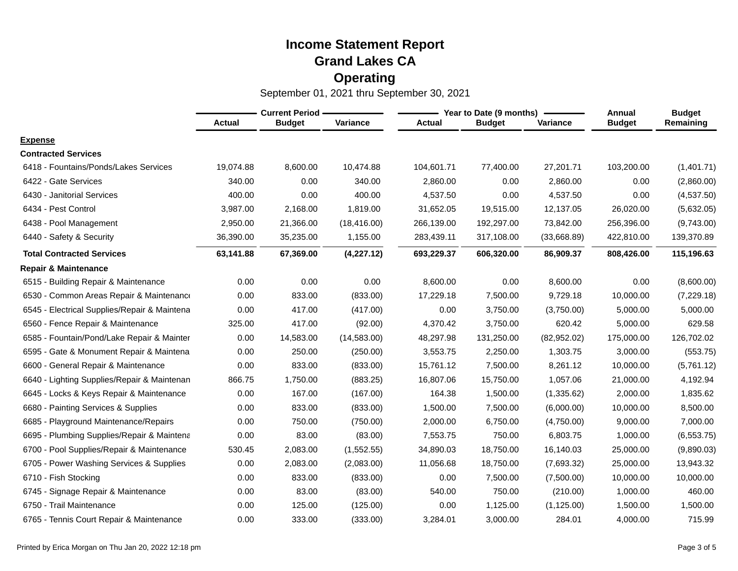# Income Statement Report
## Grand Lakes CA
## Operating

September 01, 2021 thru September 30, 2021

| | Current Period | | | Year to Date (9 months) | | | Annual | Budget |
|---|---|---|---|---|---|---|---|---|
| | Actual | Budget | Variance | Actual | Budget | Variance | Budget | Remaining |
| **Expense** | | | | | | | | |
| **Contracted Services** | | | | | | | | |
| 6418 - Fountains/Ponds/Lakes Services | 19,074.88 | 8,600.00 | 10,474.88 | 104,601.71 | 77,400.00 | 27,201.71 | 103,200.00 | (1,401.71) |
| 6422 - Gate Services | 340.00 | 0.00 | 340.00 | 2,860.00 | 0.00 | 2,860.00 | 0.00 | (2,860.00) |
| 6430 - Janitorial Services | 400.00 | 0.00 | 400.00 | 4,537.50 | 0.00 | 4,537.50 | 0.00 | (4,537.50) |
| 6434 - Pest Control | 3,987.00 | 2,168.00 | 1,819.00 | 31,652.05 | 19,515.00 | 12,137.05 | 26,020.00 | (5,632.05) |
| 6438 - Pool Management | 2,950.00 | 21,366.00 | (18,416.00) | 266,139.00 | 192,297.00 | 73,842.00 | 256,396.00 | (9,743.00) |
| 6440 - Safety & Security | 36,390.00 | 35,235.00 | 1,155.00 | 283,439.11 | 317,108.00 | (33,668.89) | 422,810.00 | 139,370.89 |
| **Total Contracted Services** | **63,141.88** | **67,369.00** | **(4,227.12)** | **693,229.37** | **606,320.00** | **86,909.37** | **808,426.00** | **115,196.63** |
| **Repair & Maintenance** | | | | | | | | |
| 6515 - Building Repair & Maintenance | 0.00 | 0.00 | 0.00 | 8,600.00 | 0.00 | 8,600.00 | 0.00 | (8,600.00) |
| 6530 - Common Areas Repair & Maintenance | 0.00 | 833.00 | (833.00) | 17,229.18 | 7,500.00 | 9,729.18 | 10,000.00 | (7,229.18) |
| 6545 - Electrical Supplies/Repair & Maintena | 0.00 | 417.00 | (417.00) | 0.00 | 3,750.00 | (3,750.00) | 5,000.00 | 5,000.00 |
| 6560 - Fence Repair & Maintenance | 325.00 | 417.00 | (92.00) | 4,370.42 | 3,750.00 | 620.42 | 5,000.00 | 629.58 |
| 6585 - Fountain/Pond/Lake Repair & Mainter | 0.00 | 14,583.00 | (14,583.00) | 48,297.98 | 131,250.00 | (82,952.02) | 175,000.00 | 126,702.02 |
| 6595 - Gate & Monument Repair & Maintena | 0.00 | 250.00 | (250.00) | 3,553.75 | 2,250.00 | 1,303.75 | 3,000.00 | (553.75) |
| 6600 - General Repair & Maintenance | 0.00 | 833.00 | (833.00) | 15,761.12 | 7,500.00 | 8,261.12 | 10,000.00 | (5,761.12) |
| 6640 - Lighting Supplies/Repair & Maintenan | 866.75 | 1,750.00 | (883.25) | 16,807.06 | 15,750.00 | 1,057.06 | 21,000.00 | 4,192.94 |
| 6645 - Locks & Keys Repair & Maintenance | 0.00 | 167.00 | (167.00) | 164.38 | 1,500.00 | (1,335.62) | 2,000.00 | 1,835.62 |
| 6680 - Painting Services & Supplies | 0.00 | 833.00 | (833.00) | 1,500.00 | 7,500.00 | (6,000.00) | 10,000.00 | 8,500.00 |
| 6685 - Playground Maintenance/Repairs | 0.00 | 750.00 | (750.00) | 2,000.00 | 6,750.00 | (4,750.00) | 9,000.00 | 7,000.00 |
| 6695 - Plumbing Supplies/Repair & Maintena | 0.00 | 83.00 | (83.00) | 7,553.75 | 750.00 | 6,803.75 | 1,000.00 | (6,553.75) |
| 6700 - Pool Supplies/Repair & Maintenance | 530.45 | 2,083.00 | (1,552.55) | 34,890.03 | 18,750.00 | 16,140.03 | 25,000.00 | (9,890.03) |
| 6705 - Power Washing Services & Supplies | 0.00 | 2,083.00 | (2,083.00) | 11,056.68 | 18,750.00 | (7,693.32) | 25,000.00 | 13,943.32 |
| 6710 - Fish Stocking | 0.00 | 833.00 | (833.00) | 0.00 | 7,500.00 | (7,500.00) | 10,000.00 | 10,000.00 |
| 6745 - Signage Repair & Maintenance | 0.00 | 83.00 | (83.00) | 540.00 | 750.00 | (210.00) | 1,000.00 | 460.00 |
| 6750 - Trail Maintenance | 0.00 | 125.00 | (125.00) | 0.00 | 1,125.00 | (1,125.00) | 1,500.00 | 1,500.00 |
| 6765 - Tennis Court Repair & Maintenance | 0.00 | 333.00 | (333.00) | 3,284.01 | 3,000.00 | 284.01 | 4,000.00 | 715.99 |

Printed by Erica Morgan on Thu Jan 20, 2022 12:18 pm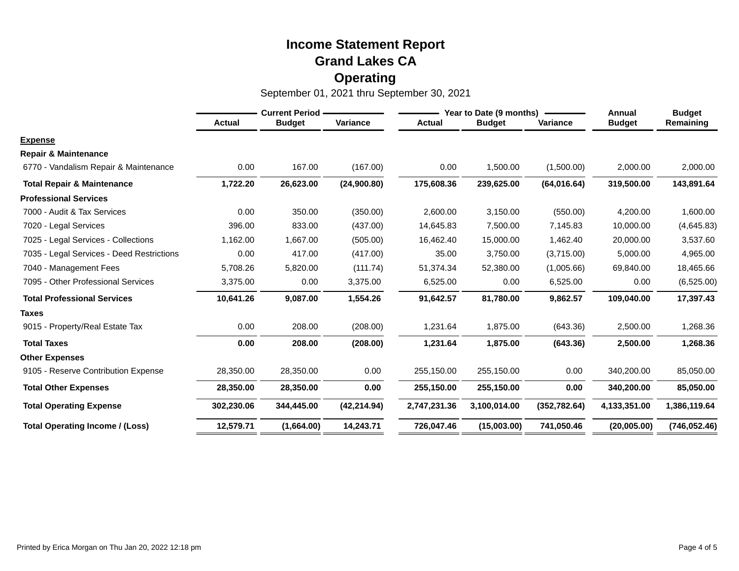# Income Statement Report
## Grand Lakes CA
## Operating

September 01, 2021 thru September 30, 2021

| | Current Period | | | Year to Date (9 months) | | | Annual | Budget |
|---|---|---|---|---|---|---|---|---|
| | Actual | Budget | Variance | Actual | Budget | Variance | Budget | Remaining |
| **Expense** | | | | | | | | |
| **Repair & Maintenance** | | | | | | | | |
| 6770 - Vandalism Repair & Maintenance | 0.00 | 167.00 | (167.00) | 0.00 | 1,500.00 | (1,500.00) | 2,000.00 | 2,000.00 |
| **Total Repair & Maintenance** | **1,722.20** | **26,623.00** | **(24,900.80)** | **175,608.36** | **239,625.00** | **(64,016.64)** | **319,500.00** | **143,891.64** |
| **Professional Services** | | | | | | | | |
| 7000 - Audit & Tax Services | 0.00 | 350.00 | (350.00) | 2,600.00 | 3,150.00 | (550.00) | 4,200.00 | 1,600.00 |
| 7020 - Legal Services | 396.00 | 833.00 | (437.00) | 14,645.83 | 7,500.00 | 7,145.83 | 10,000.00 | (4,645.83) |
| 7025 - Legal Services - Collections | 1,162.00 | 1,667.00 | (505.00) | 16,462.40 | 15,000.00 | 1,462.40 | 20,000.00 | 3,537.60 |
| 7035 - Legal Services - Deed Restrictions | 0.00 | 417.00 | (417.00) | 35.00 | 3,750.00 | (3,715.00) | 5,000.00 | 4,965.00 |
| 7040 - Management Fees | 5,708.26 | 5,820.00 | (111.74) | 51,374.34 | 52,380.00 | (1,005.66) | 69,840.00 | 18,465.66 |
| 7095 - Other Professional Services | 3,375.00 | 0.00 | 3,375.00 | 6,525.00 | 0.00 | 6,525.00 | 0.00 | (6,525.00) |
| **Total Professional Services** | **10,641.26** | **9,087.00** | **1,554.26** | **91,642.57** | **81,780.00** | **9,862.57** | **109,040.00** | **17,397.43** |
| **Taxes** | | | | | | | | |
| 9015 - Property/Real Estate Tax | 0.00 | 208.00 | (208.00) | 1,231.64 | 1,875.00 | (643.36) | 2,500.00 | 1,268.36 |
| **Total Taxes** | **0.00** | **208.00** | **(208.00)** | **1,231.64** | **1,875.00** | **(643.36)** | **2,500.00** | **1,268.36** |
| **Other Expenses** | | | | | | | | |
| 9105 - Reserve Contribution Expense | 28,350.00 | 28,350.00 | 0.00 | 255,150.00 | 255,150.00 | 0.00 | 340,200.00 | 85,050.00 |
| **Total Other Expenses** | **28,350.00** | **28,350.00** | **0.00** | **255,150.00** | **255,150.00** | **0.00** | **340,200.00** | **85,050.00** |
| **Total Operating Expense** | **302,230.06** | **344,445.00** | **(42,214.94)** | **2,747,231.36** | **3,100,014.00** | **(352,782.64)** | **4,133,351.00** | **1,386,119.64** |
| **Total Operating Income / (Loss)** | **12,579.71** | **(1,664.00)** | **14,243.71** | **726,047.46** | **(15,003.00)** | **741,050.46** | **(20,005.00)** | **(746,052.46)** |

Printed by Erica Morgan on Thu Jan 20, 2022 12:18 pm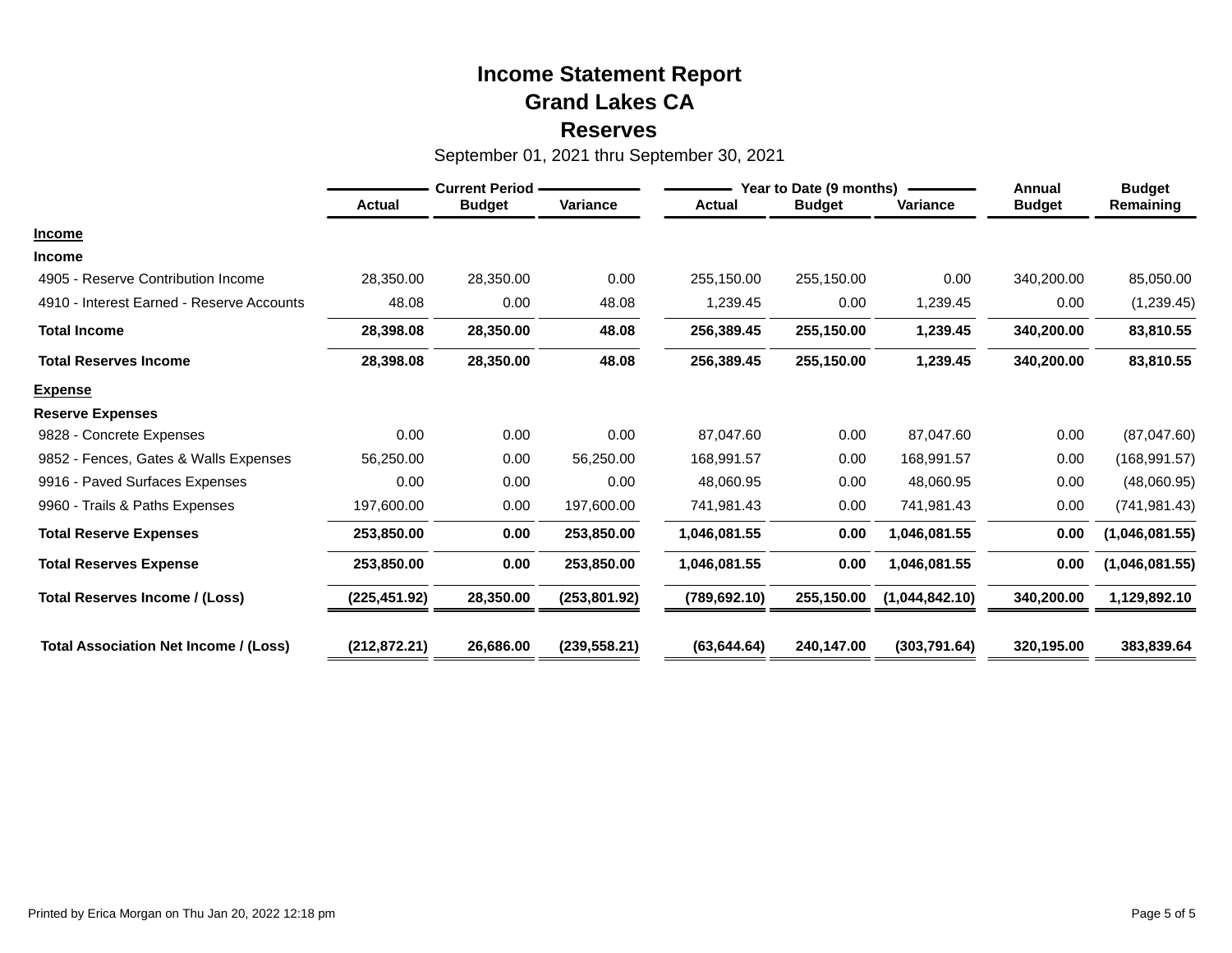# Income Statement Report
## Grand Lakes CA
## Reserves

September 01, 2021 thru September 30, 2021

| | Current Period | | | Year to Date (9 months) | | | Annual | Budget |
|---|---|---|---|---|---|---|---|---|
| | Actual | Budget | Variance | Actual | Budget | Variance | Budget | Remaining |
| **Income** | | | | | | | | |
| **Income** | | | | | | | | |
| 4905 - Reserve Contribution Income | 28,350.00 | 28,350.00 | 0.00 | 255,150.00 | 255,150.00 | 0.00 | 340,200.00 | 85,050.00 |
| 4910 - Interest Earned - Reserve Accounts | 48.08 | 0.00 | 48.08 | 1,239.45 | 0.00 | 1,239.45 | 0.00 | (1,239.45) |
| **Total Income** | **28,398.08** | **28,350.00** | **48.08** | **256,389.45** | **255,150.00** | **1,239.45** | **340,200.00** | **83,810.55** |
| **Total Reserves Income** | **28,398.08** | **28,350.00** | **48.08** | **256,389.45** | **255,150.00** | **1,239.45** | **340,200.00** | **83,810.55** |
| **Expense** | | | | | | | | |
| **Reserve Expenses** | | | | | | | | |
| 9828 - Concrete Expenses | 0.00 | 0.00 | 0.00 | 87,047.60 | 0.00 | 87,047.60 | 0.00 | (87,047.60) |
| 9852 - Fences, Gates & Walls Expenses | 56,250.00 | 0.00 | 56,250.00 | 168,991.57 | 0.00 | 168,991.57 | 0.00 | (168,991.57) |
| 9916 - Paved Surfaces Expenses | 0.00 | 0.00 | 0.00 | 48,060.95 | 0.00 | 48,060.95 | 0.00 | (48,060.95) |
| 9960 - Trails & Paths Expenses | 197,600.00 | 0.00 | 197,600.00 | 741,981.43 | 0.00 | 741,981.43 | 0.00 | (741,981.43) |
| **Total Reserve Expenses** | **253,850.00** | **0.00** | **253,850.00** | **1,046,081.55** | **0.00** | **1,046,081.55** | **0.00** | **(1,046,081.55)** |
| **Total Reserves Expense** | **253,850.00** | **0.00** | **253,850.00** | **1,046,081.55** | **0.00** | **1,046,081.55** | **0.00** | **(1,046,081.55)** |
| **Total Reserves Income / (Loss)** | **(225,451.92)** | **28,350.00** | **(253,801.92)** | **(789,692.10)** | **255,150.00** | **(1,044,842.10)** | **340,200.00** | **1,129,892.10** |
| **Total Association Net Income / (Loss)** | **(212,872.21)** | **26,686.00** | **(239,558.21)** | **(63,644.64)** | **240,147.00** | **(303,791.64)** | **320,195.00** | **383,839.64** |

Printed by Erica Morgan on Thu Jan 20, 2022 12:18 pm